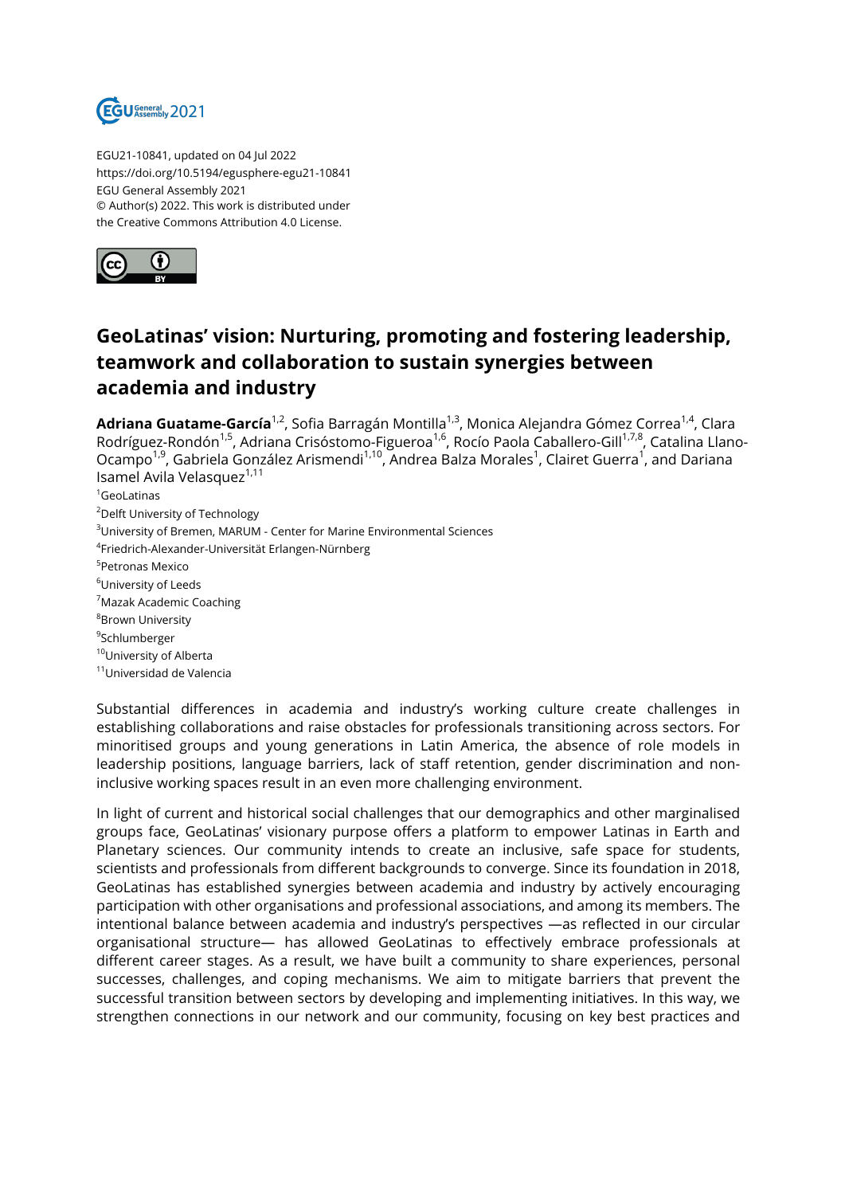EGU21-10841, updated on 04 Jul 2022
https://doi.org/10.5194/egusphere-egu21-10841
EGU General Assembly 2021
© Author(s) 2022. This work is distributed under
the Creative Commons Attribution 4.0 License.

# GeoLatinas' vision: Nurturing, promoting and fostering leadership, teamwork and collaboration to sustain synergies between academia and industry

**Adriana Guatame-García**[1,2], Sofia Barragán Montilla[1,3], Monica Alejandra Gómez Correa[1,4], Clara Rodríguez-Rondón[1,5], Adriana Crisóstomo-Figueroa[1,6], Rocío Paola Caballero-Gill[1,7,8], Catalina Llano-Ocampo[1,9], Gabriela González Arismendi[1,10], Andrea Balza Morales[1], Clairet Guerra[1], and Dariana Isamel Avila Velasquez[1,11]

[1]GeoLatinas
[2]Delft University of Technology
[3]University of Bremen, MARUM - Center for Marine Environmental Sciences
[4]Friedrich-Alexander-Universität Erlangen-Nürnberg
[5]Petronas Mexico
[6]University of Leeds
[7]Mazak Academic Coaching
[8]Brown University
[9]Schlumberger
[10]University of Alberta
[11]Universidad de Valencia

Substantial differences in academia and industry's working culture create challenges in establishing collaborations and raise obstacles for professionals transitioning across sectors. For minoritised groups and young generations in Latin America, the absence of role models in leadership positions, language barriers, lack of staff retention, gender discrimination and non-inclusive working spaces result in an even more challenging environment.

In light of current and historical social challenges that our demographics and other marginalised groups face, GeoLatinas' visionary purpose offers a platform to empower Latinas in Earth and Planetary sciences. Our community intends to create an inclusive, safe space for students, scientists and professionals from different backgrounds to converge. Since its foundation in 2018, GeoLatinas has established synergies between academia and industry by actively encouraging participation with other organisations and professional associations, and among its members. The intentional balance between academia and industry's perspectives —as reflected in our circular organisational structure— has allowed GeoLatinas to effectively embrace professionals at different career stages. As a result, we have built a community to share experiences, personal successes, challenges, and coping mechanisms. We aim to mitigate barriers that prevent the successful transition between sectors by developing and implementing initiatives. In this way, we strengthen connections in our network and our community, focusing on key best practices and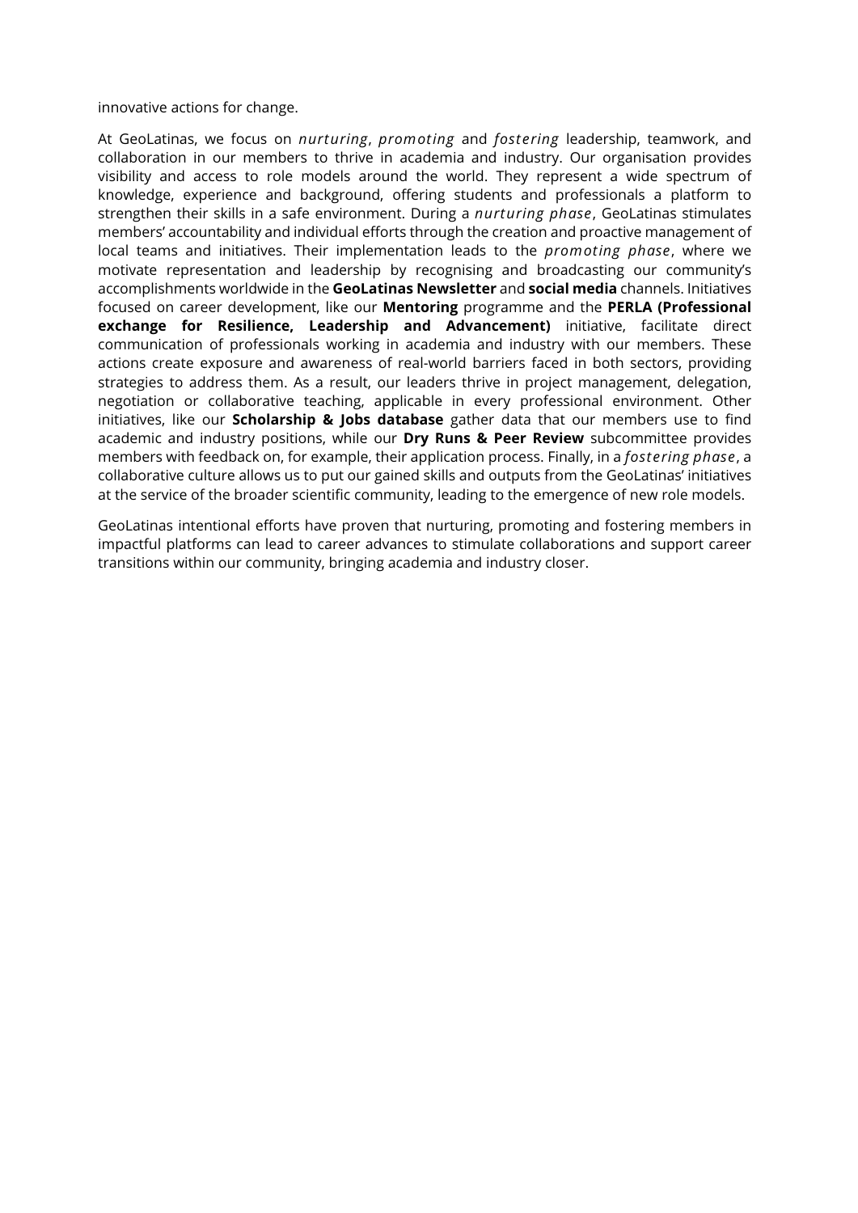innovative actions for change.

At GeoLatinas, we focus on *nurturing*, *promoting* and *fostering* leadership, teamwork, and collaboration in our members to thrive in academia and industry. Our organisation provides visibility and access to role models around the world. They represent a wide spectrum of knowledge, experience and background, offering students and professionals a platform to strengthen their skills in a safe environment. During a *nurturing phase*, GeoLatinas stimulates members' accountability and individual efforts through the creation and proactive management of local teams and initiatives. Their implementation leads to the *promoting phase*, where we motivate representation and leadership by recognising and broadcasting our community's accomplishments worldwide in the **GeoLatinas Newsletter** and **social media** channels. Initiatives focused on career development, like our **Mentoring** programme and the **PERLA (Professional exchange for Resilience, Leadership and Advancement)** initiative, facilitate direct communication of professionals working in academia and industry with our members. These actions create exposure and awareness of real-world barriers faced in both sectors, providing strategies to address them. As a result, our leaders thrive in project management, delegation, negotiation or collaborative teaching, applicable in every professional environment. Other initiatives, like our **Scholarship & Jobs database** gather data that our members use to find academic and industry positions, while our **Dry Runs & Peer Review** subcommittee provides members with feedback on, for example, their application process. Finally, in a *fostering phase*, a collaborative culture allows us to put our gained skills and outputs from the GeoLatinas' initiatives at the service of the broader scientific community, leading to the emergence of new role models.

GeoLatinas intentional efforts have proven that nurturing, promoting and fostering members in impactful platforms can lead to career advances to stimulate collaborations and support career transitions within our community, bringing academia and industry closer.